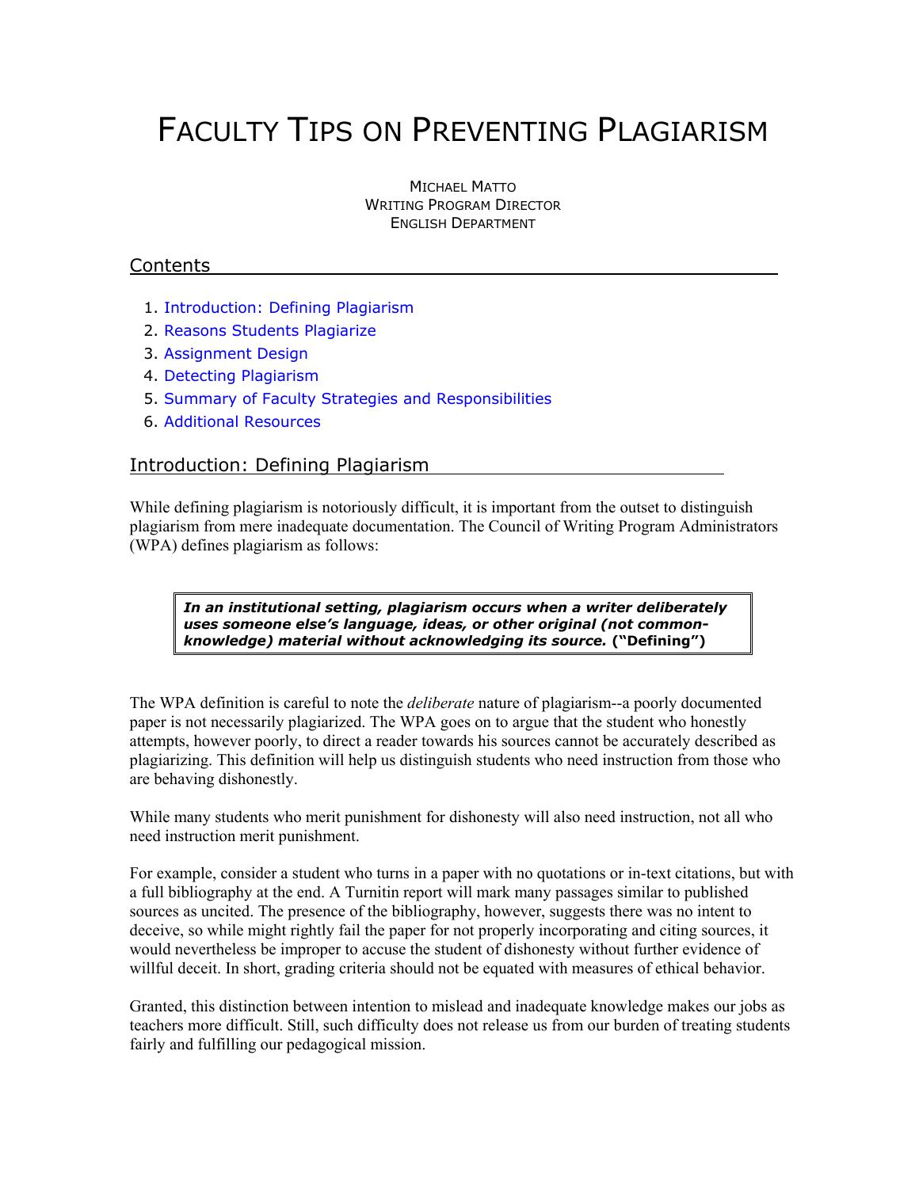# Faculty Tips on Preventing Plagiarism

Michael Matto
Writing Program Director
English Department

## Contents

1. Introduction: Defining Plagiarism
2. Reasons Students Plagiarize
3. Assignment Design
4. Detecting Plagiarism
5. Summary of Faculty Strategies and Responsibilities
6. Additional Resources

## Introduction: Defining Plagiarism

While defining plagiarism is notoriously difficult, it is important from the outset to distinguish plagiarism from mere inadequate documentation. The Council of Writing Program Administrators (WPA) defines plagiarism as follows:

> ***In an institutional setting, plagiarism occurs when a writer deliberately uses someone else's language, ideas, or other original (not common-knowledge) material without acknowledging its source.*** **("Defining")**

The WPA definition is careful to note the *deliberate* nature of plagiarism--a poorly documented paper is not necessarily plagiarized. The WPA goes on to argue that the student who honestly attempts, however poorly, to direct a reader towards his sources cannot be accurately described as plagiarizing. This definition will help us distinguish students who need instruction from those who are behaving dishonestly.

While many students who merit punishment for dishonesty will also need instruction, not all who need instruction merit punishment.

For example, consider a student who turns in a paper with no quotations or in-text citations, but with a full bibliography at the end. A Turnitin report will mark many passages similar to published sources as uncited. The presence of the bibliography, however, suggests there was no intent to deceive, so while might rightly fail the paper for not properly incorporating and citing sources, it would nevertheless be improper to accuse the student of dishonesty without further evidence of willful deceit. In short, grading criteria should not be equated with measures of ethical behavior.

Granted, this distinction between intention to mislead and inadequate knowledge makes our jobs as teachers more difficult. Still, such difficulty does not release us from our burden of treating students fairly and fulfilling our pedagogical mission.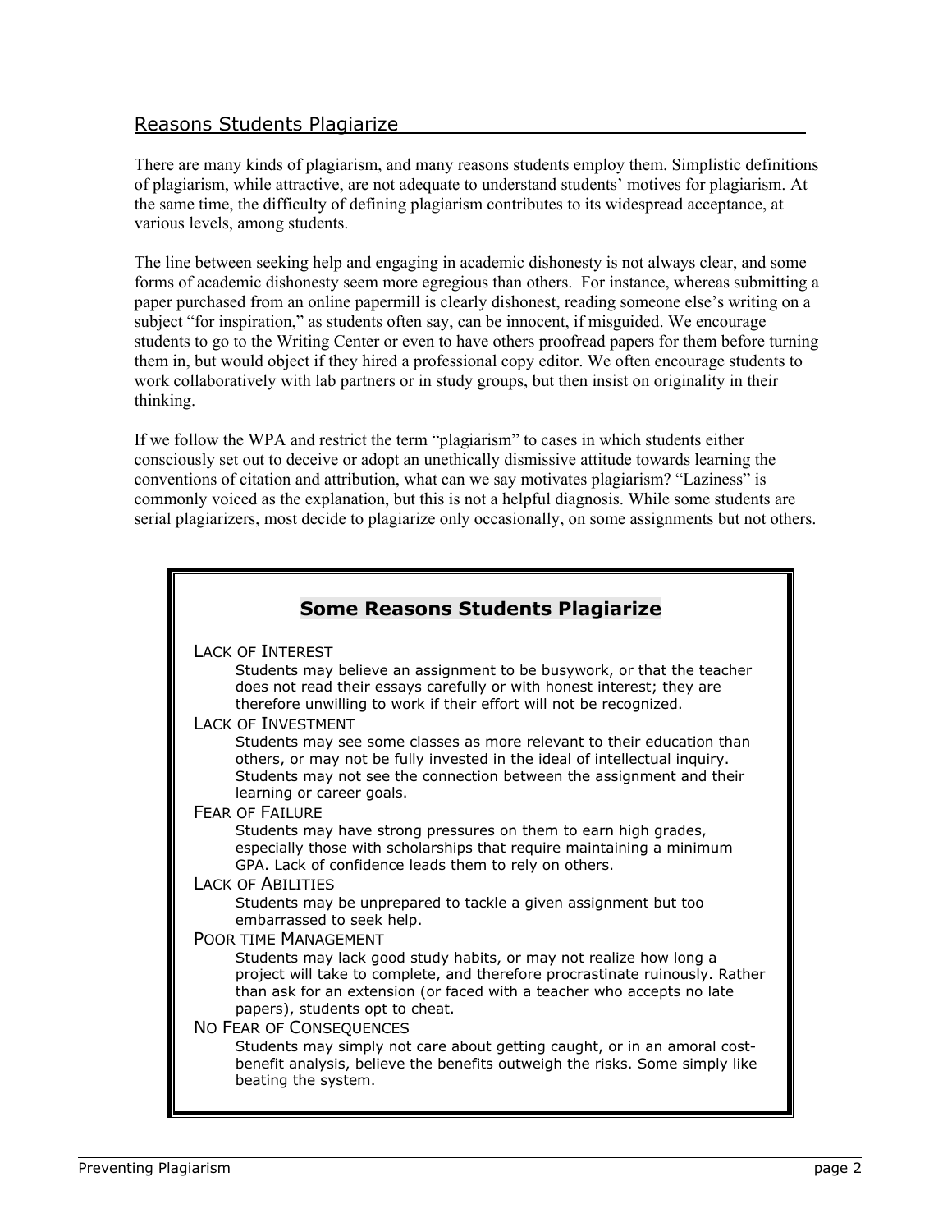## Reasons Students Plagiarize

There are many kinds of plagiarism, and many reasons students employ them. Simplistic definitions of plagiarism, while attractive, are not adequate to understand students' motives for plagiarism. At the same time, the difficulty of defining plagiarism contributes to its widespread acceptance, at various levels, among students.

The line between seeking help and engaging in academic dishonesty is not always clear, and some forms of academic dishonesty seem more egregious than others. For instance, whereas submitting a paper purchased from an online papermill is clearly dishonest, reading someone else's writing on a subject "for inspiration," as students often say, can be innocent, if misguided. We encourage students to go to the Writing Center or even to have others proofread papers for them before turning them in, but would object if they hired a professional copy editor. We often encourage students to work collaboratively with lab partners or in study groups, but then insist on originality in their thinking.

If we follow the WPA and restrict the term "plagiarism" to cases in which students either consciously set out to deceive or adopt an unethically dismissive attitude towards learning the conventions of citation and attribution, what can we say motivates plagiarism? "Laziness" is commonly voiced as the explanation, but this is not a helpful diagnosis. While some students are serial plagiarizers, most decide to plagiarize only occasionally, on some assignments but not others.

### Some Reasons Students Plagiarize

**Lack of Interest**
Students may believe an assignment to be busywork, or that the teacher does not read their essays carefully or with honest interest; they are therefore unwilling to work if their effort will not be recognized.

**Lack of Investment**
Students may see some classes as more relevant to their education than others, or may not be fully invested in the ideal of intellectual inquiry. Students may not see the connection between the assignment and their learning or career goals.

**Fear of Failure**
Students may have strong pressures on them to earn high grades, especially those with scholarships that require maintaining a minimum GPA. Lack of confidence leads them to rely on others.

**Lack of Abilities**
Students may be unprepared to tackle a given assignment but too embarrassed to seek help.

**Poor time Management**
Students may lack good study habits, or may not realize how long a project will take to complete, and therefore procrastinate ruinously. Rather than ask for an extension (or faced with a teacher who accepts no late papers), students opt to cheat.

**No Fear of Consequences**
Students may simply not care about getting caught, or in an amoral cost-benefit analysis, believe the benefits outweigh the risks. Some simply like beating the system.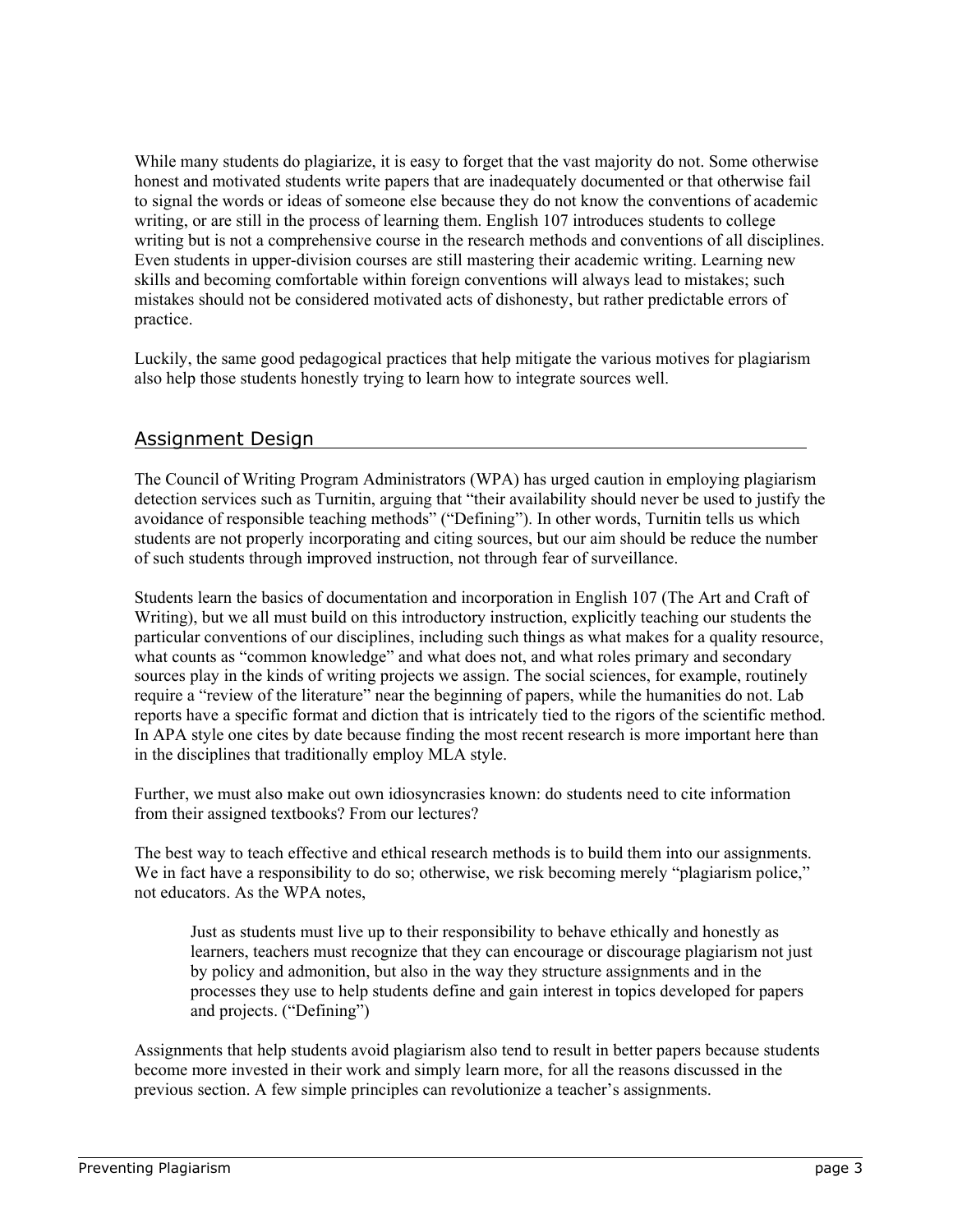While many students do plagiarize, it is easy to forget that the vast majority do not. Some otherwise honest and motivated students write papers that are inadequately documented or that otherwise fail to signal the words or ideas of someone else because they do not know the conventions of academic writing, or are still in the process of learning them. English 107 introduces students to college writing but is not a comprehensive course in the research methods and conventions of all disciplines. Even students in upper-division courses are still mastering their academic writing. Learning new skills and becoming comfortable within foreign conventions will always lead to mistakes; such mistakes should not be considered motivated acts of dishonesty, but rather predictable errors of practice.

Luckily, the same good pedagogical practices that help mitigate the various motives for plagiarism also help those students honestly trying to learn how to integrate sources well.

## Assignment Design

The Council of Writing Program Administrators (WPA) has urged caution in employing plagiarism detection services such as Turnitin, arguing that "their availability should never be used to justify the avoidance of responsible teaching methods" ("Defining"). In other words, Turnitin tells us which students are not properly incorporating and citing sources, but our aim should be reduce the number of such students through improved instruction, not through fear of surveillance.

Students learn the basics of documentation and incorporation in English 107 (The Art and Craft of Writing), but we all must build on this introductory instruction, explicitly teaching our students the particular conventions of our disciplines, including such things as what makes for a quality resource, what counts as "common knowledge" and what does not, and what roles primary and secondary sources play in the kinds of writing projects we assign. The social sciences, for example, routinely require a "review of the literature" near the beginning of papers, while the humanities do not. Lab reports have a specific format and diction that is intricately tied to the rigors of the scientific method. In APA style one cites by date because finding the most recent research is more important here than in the disciplines that traditionally employ MLA style.

Further, we must also make out own idiosyncrasies known: do students need to cite information from their assigned textbooks? From our lectures?

The best way to teach effective and ethical research methods is to build them into our assignments. We in fact have a responsibility to do so; otherwise, we risk becoming merely "plagiarism police," not educators. As the WPA notes,

> Just as students must live up to their responsibility to behave ethically and honestly as learners, teachers must recognize that they can encourage or discourage plagiarism not just by policy and admonition, but also in the way they structure assignments and in the processes they use to help students define and gain interest in topics developed for papers and projects. ("Defining")

Assignments that help students avoid plagiarism also tend to result in better papers because students become more invested in their work and simply learn more, for all the reasons discussed in the previous section. A few simple principles can revolutionize a teacher's assignments.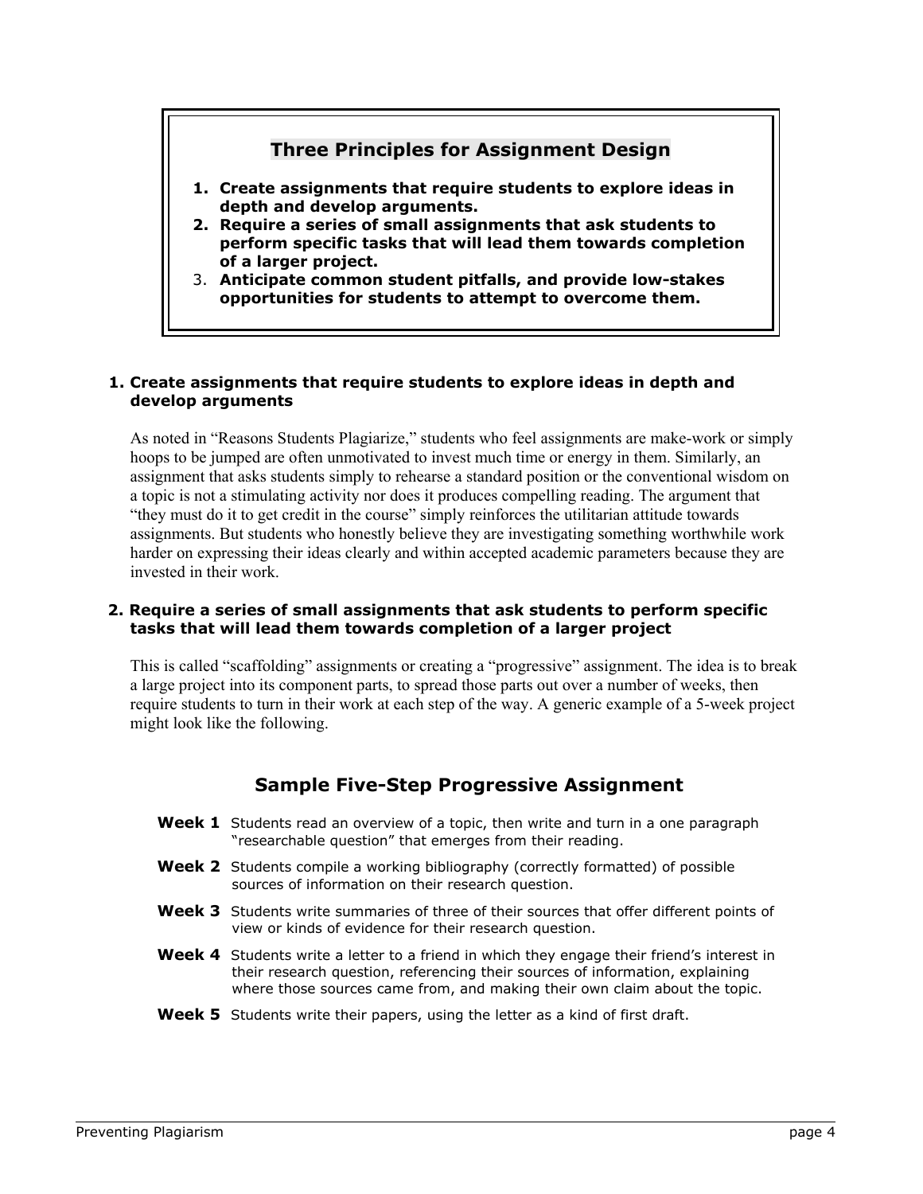## Three Principles for Assignment Design

1. **Create assignments that require students to explore ideas in depth and develop arguments.**
2. **Require a series of small assignments that ask students to perform specific tasks that will lead them towards completion of a larger project.**
3. **Anticipate common student pitfalls, and provide low-stakes opportunities for students to attempt to overcome them.**

### 1. Create assignments that require students to explore ideas in depth and develop arguments

As noted in "Reasons Students Plagiarize," students who feel assignments are make-work or simply hoops to be jumped are often unmotivated to invest much time or energy in them. Similarly, an assignment that asks students simply to rehearse a standard position or the conventional wisdom on a topic is not a stimulating activity nor does it produces compelling reading. The argument that "they must do it to get credit in the course" simply reinforces the utilitarian attitude towards assignments. But students who honestly believe they are investigating something worthwhile work harder on expressing their ideas clearly and within accepted academic parameters because they are invested in their work.

### 2. Require a series of small assignments that ask students to perform specific tasks that will lead them towards completion of a larger project

This is called "scaffolding" assignments or creating a "progressive" assignment. The idea is to break a large project into its component parts, to spread those parts out over a number of weeks, then require students to turn in their work at each step of the way. A generic example of a 5-week project might look like the following.

## Sample Five-Step Progressive Assignment

**Week 1** Students read an overview of a topic, then write and turn in a one paragraph "researchable question" that emerges from their reading.

**Week 2** Students compile a working bibliography (correctly formatted) of possible sources of information on their research question.

**Week 3** Students write summaries of three of their sources that offer different points of view or kinds of evidence for their research question.

**Week 4** Students write a letter to a friend in which they engage their friend's interest in their research question, referencing their sources of information, explaining where those sources came from, and making their own claim about the topic.

**Week 5** Students write their papers, using the letter as a kind of first draft.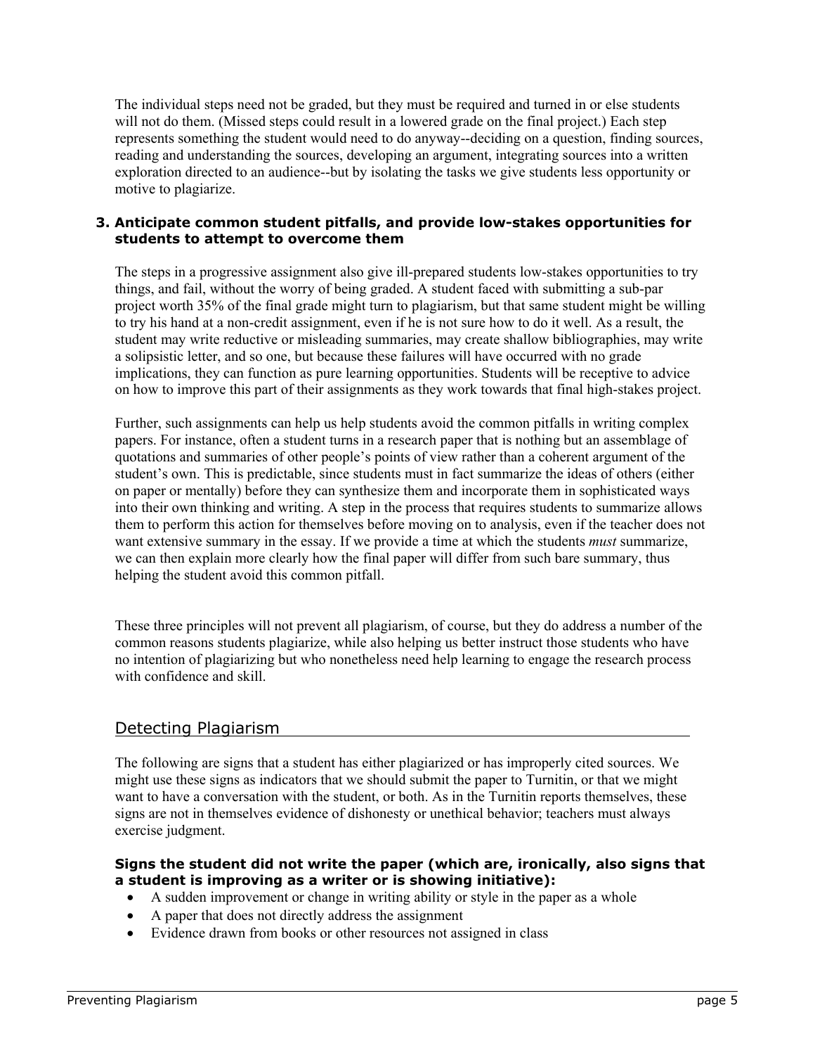The individual steps need not be graded, but they must be required and turned in or else students will not do them. (Missed steps could result in a lowered grade on the final project.) Each step represents something the student would need to do anyway--deciding on a question, finding sources, reading and understanding the sources, developing an argument, integrating sources into a written exploration directed to an audience--but by isolating the tasks we give students less opportunity or motive to plagiarize.

### 3. Anticipate common student pitfalls, and provide low-stakes opportunities for students to attempt to overcome them

The steps in a progressive assignment also give ill-prepared students low-stakes opportunities to try things, and fail, without the worry of being graded. A student faced with submitting a sub-par project worth 35% of the final grade might turn to plagiarism, but that same student might be willing to try his hand at a non-credit assignment, even if he is not sure how to do it well. As a result, the student may write reductive or misleading summaries, may create shallow bibliographies, may write a solipsistic letter, and so one, but because these failures will have occurred with no grade implications, they can function as pure learning opportunities. Students will be receptive to advice on how to improve this part of their assignments as they work towards that final high-stakes project.

Further, such assignments can help us help students avoid the common pitfalls in writing complex papers. For instance, often a student turns in a research paper that is nothing but an assemblage of quotations and summaries of other people's points of view rather than a coherent argument of the student's own. This is predictable, since students must in fact summarize the ideas of others (either on paper or mentally) before they can synthesize them and incorporate them in sophisticated ways into their own thinking and writing. A step in the process that requires students to summarize allows them to perform this action for themselves before moving on to analysis, even if the teacher does not want extensive summary in the essay. If we provide a time at which the students *must* summarize, we can then explain more clearly how the final paper will differ from such bare summary, thus helping the student avoid this common pitfall.

These three principles will not prevent all plagiarism, of course, but they do address a number of the common reasons students plagiarize, while also helping us better instruct those students who have no intention of plagiarizing but who nonetheless need help learning to engage the research process with confidence and skill.

## Detecting Plagiarism

The following are signs that a student has either plagiarized or has improperly cited sources. We might use these signs as indicators that we should submit the paper to Turnitin, or that we might want to have a conversation with the student, or both. As in the Turnitin reports themselves, these signs are not in themselves evidence of dishonesty or unethical behavior; teachers must always exercise judgment.

**Signs the student did not write the paper (which are, ironically, also signs that a student is improving as a writer or is showing initiative):**

- A sudden improvement or change in writing ability or style in the paper as a whole
- A paper that does not directly address the assignment
- Evidence drawn from books or other resources not assigned in class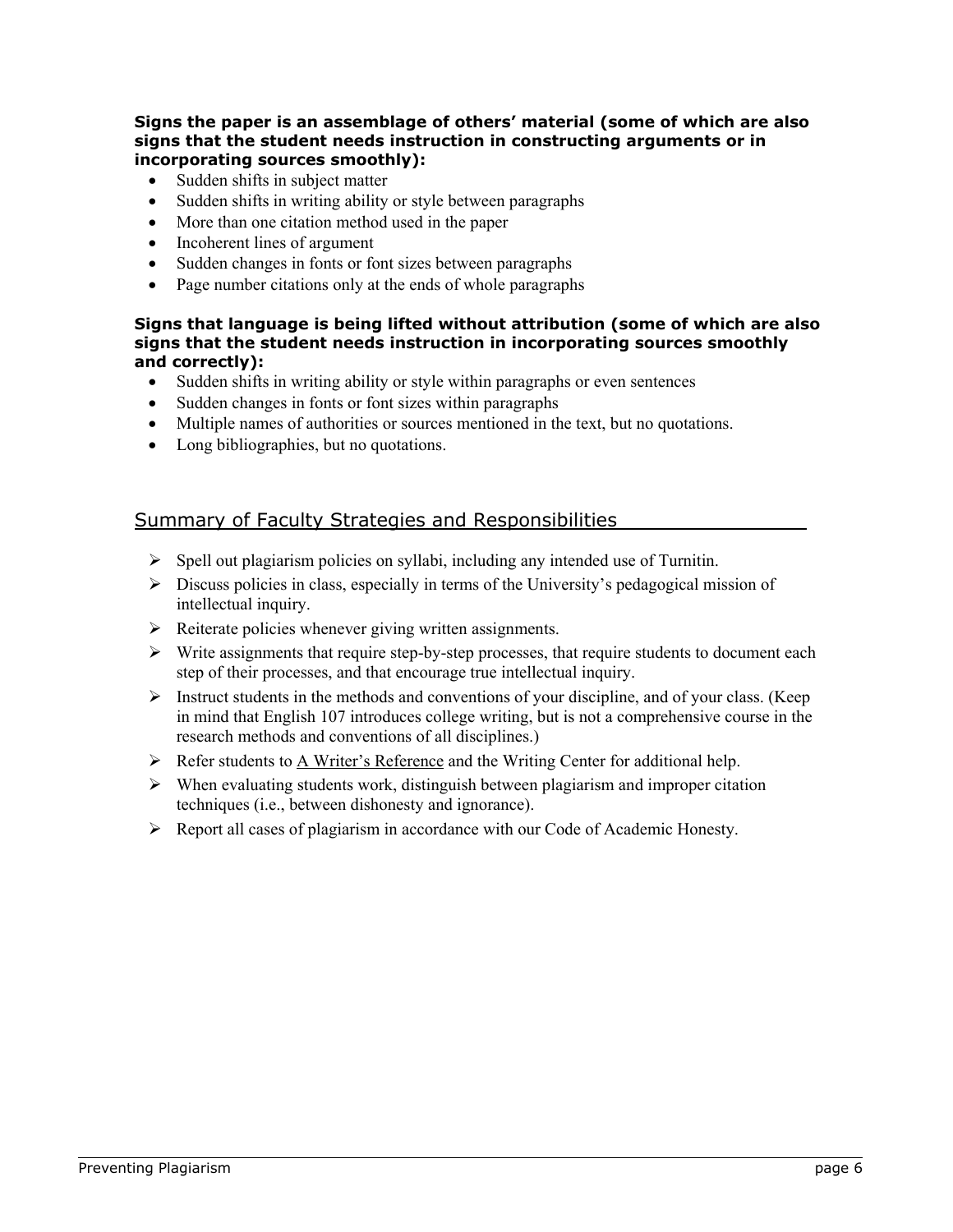**Signs the paper is an assemblage of others' material (some of which are also signs that the student needs instruction in constructing arguments or in incorporating sources smoothly):**

- Sudden shifts in subject matter
- Sudden shifts in writing ability or style between paragraphs
- More than one citation method used in the paper
- Incoherent lines of argument
- Sudden changes in fonts or font sizes between paragraphs
- Page number citations only at the ends of whole paragraphs

**Signs that language is being lifted without attribution (some of which are also signs that the student needs instruction in incorporating sources smoothly and correctly):**

- Sudden shifts in writing ability or style within paragraphs or even sentences
- Sudden changes in fonts or font sizes within paragraphs
- Multiple names of authorities or sources mentioned in the text, but no quotations.
- Long bibliographies, but no quotations.

## Summary of Faculty Strategies and Responsibilities

- Spell out plagiarism policies on syllabi, including any intended use of Turnitin.
- Discuss policies in class, especially in terms of the University's pedagogical mission of intellectual inquiry.
- Reiterate policies whenever giving written assignments.
- Write assignments that require step-by-step processes, that require students to document each step of their processes, and that encourage true intellectual inquiry.
- Instruct students in the methods and conventions of your discipline, and of your class. (Keep in mind that English 107 introduces college writing, but is not a comprehensive course in the research methods and conventions of all disciplines.)
- Refer students to A Writer's Reference and the Writing Center for additional help.
- When evaluating students work, distinguish between plagiarism and improper citation techniques (i.e., between dishonesty and ignorance).
- Report all cases of plagiarism in accordance with our Code of Academic Honesty.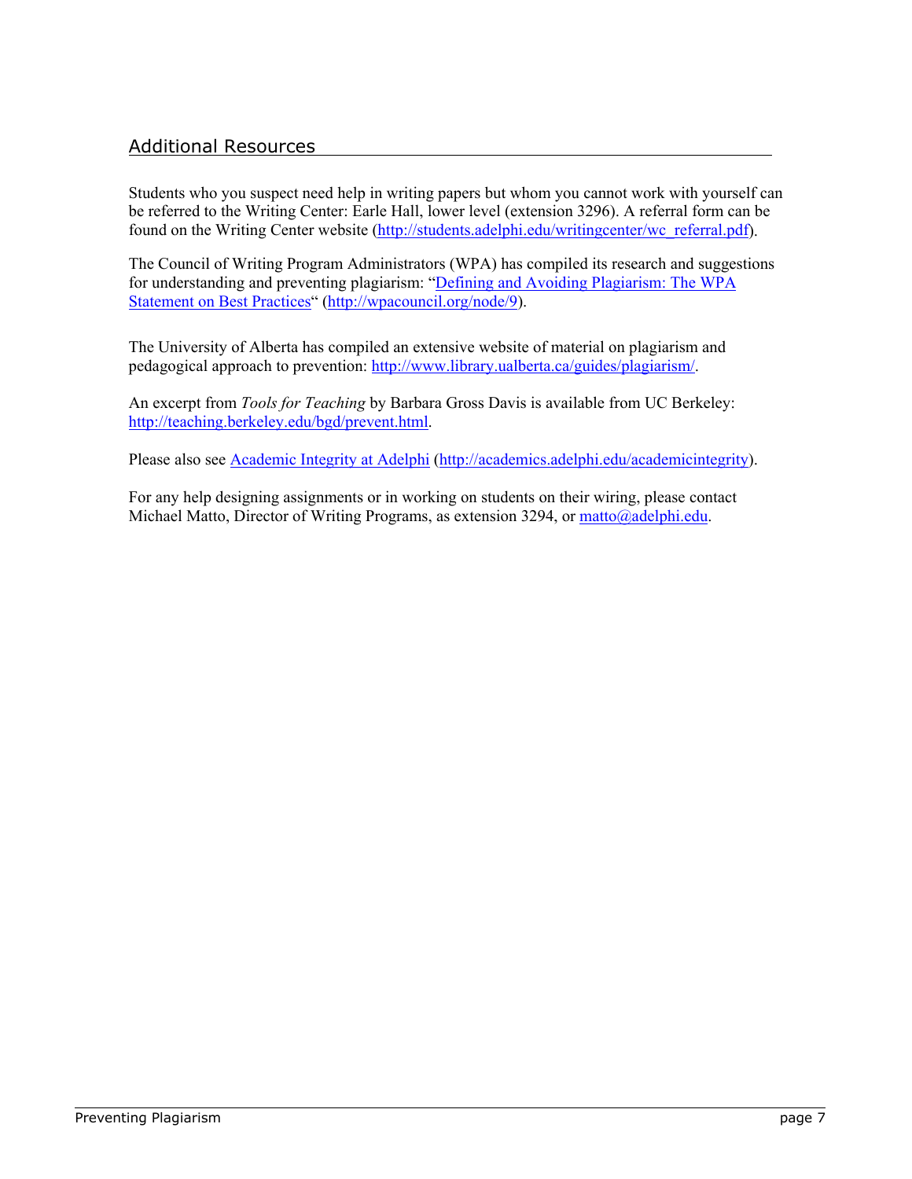## Additional Resources

Students who you suspect need help in writing papers but whom you cannot work with yourself can be referred to the Writing Center: Earle Hall, lower level (extension 3296). A referral form can be found on the Writing Center website (http://students.adelphi.edu/writingcenter/wc_referral.pdf).

The Council of Writing Program Administrators (WPA) has compiled its research and suggestions for understanding and preventing plagiarism: "Defining and Avoiding Plagiarism: The WPA Statement on Best Practices" (http://wpacouncil.org/node/9).

The University of Alberta has compiled an extensive website of material on plagiarism and pedagogical approach to prevention: http://www.library.ualberta.ca/guides/plagiarism/.

An excerpt from *Tools for Teaching* by Barbara Gross Davis is available from UC Berkeley: http://teaching.berkeley.edu/bgd/prevent.html.

Please also see Academic Integrity at Adelphi (http://academics.adelphi.edu/academicintegrity).

For any help designing assignments or in working on students on their wiring, please contact Michael Matto, Director of Writing Programs, as extension 3294, or matto@adelphi.edu.